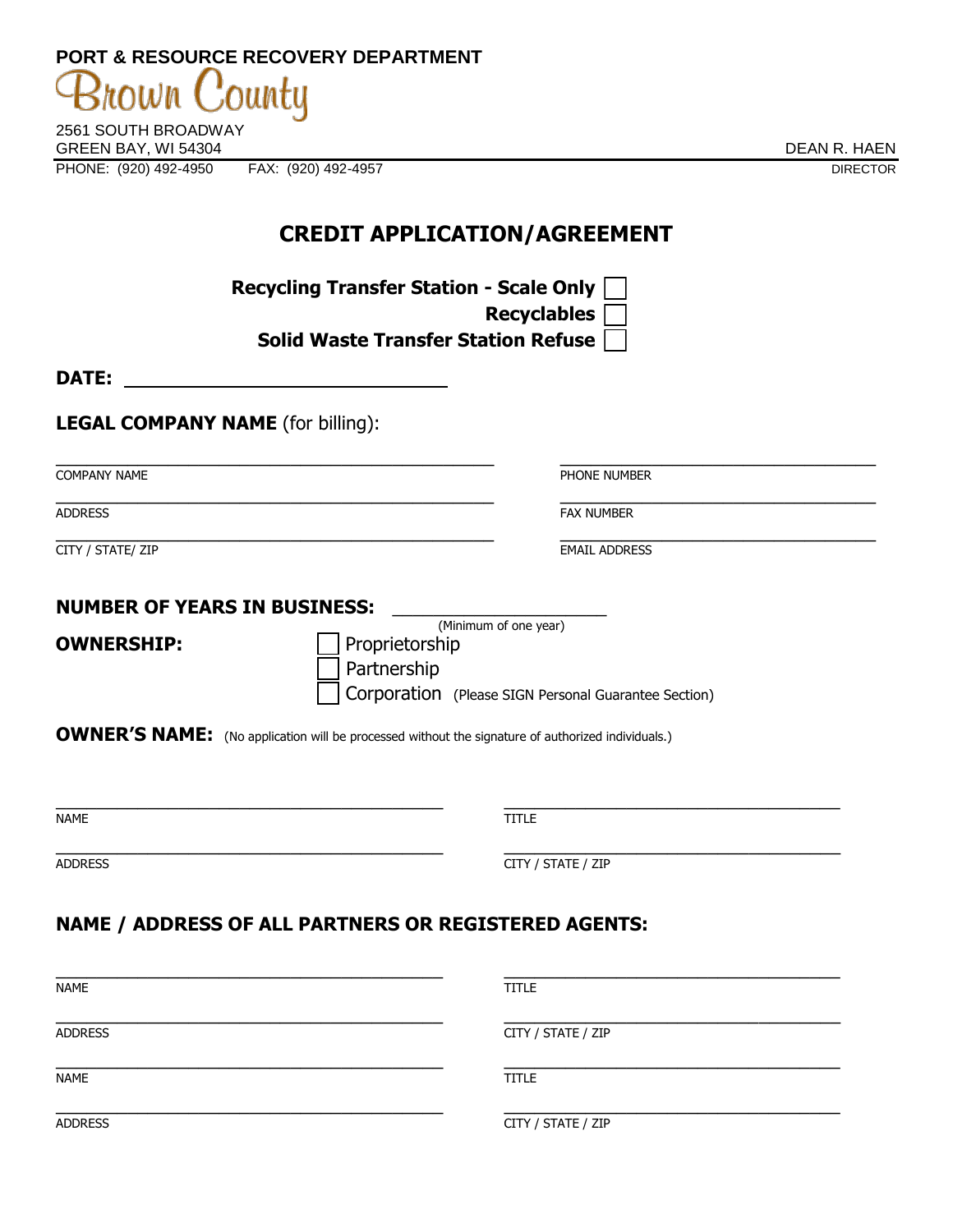PORT & RESOURCE RECOVERY DEPARTMENT

Brown County

2561 SOUTH BROADWAY
GREEN BAY, WI 54304
PHONE: (920) 492-4950 FAX: (920) 492-4957

DEAN R. HAEN
DIRECTOR

# CREDIT APPLICATION/AGREEMENT

**Recycling Transfer Station - Scale Only** ☐
**Recyclables** ☐
**Solid Waste Transfer Station Refuse** ☐

**DATE:** ______________________________

**LEGAL COMPANY NAME** (for billing):

| | |
|---|---|
| COMPANY NAME | PHONE NUMBER |
| ADDRESS | FAX NUMBER |
| CITY / STATE/ ZIP | EMAIL ADDRESS |

**NUMBER OF YEARS IN BUSINESS:** ____________________
(Minimum of one year)

**OWNERSHIP:**
☐ Proprietorship
☐ Partnership
☐ Corporation (Please SIGN Personal Guarantee Section)

**OWNER'S NAME:** (No application will be processed without the signature of authorized individuals.)

| | |
|---|---|
| NAME | TITLE |
| ADDRESS | CITY / STATE / ZIP |

## NAME / ADDRESS OF ALL PARTNERS OR REGISTERED AGENTS:

| | |
|---|---|
| NAME | TITLE |
| ADDRESS | CITY / STATE / ZIP |
| NAME | TITLE |
| ADDRESS | CITY / STATE / ZIP |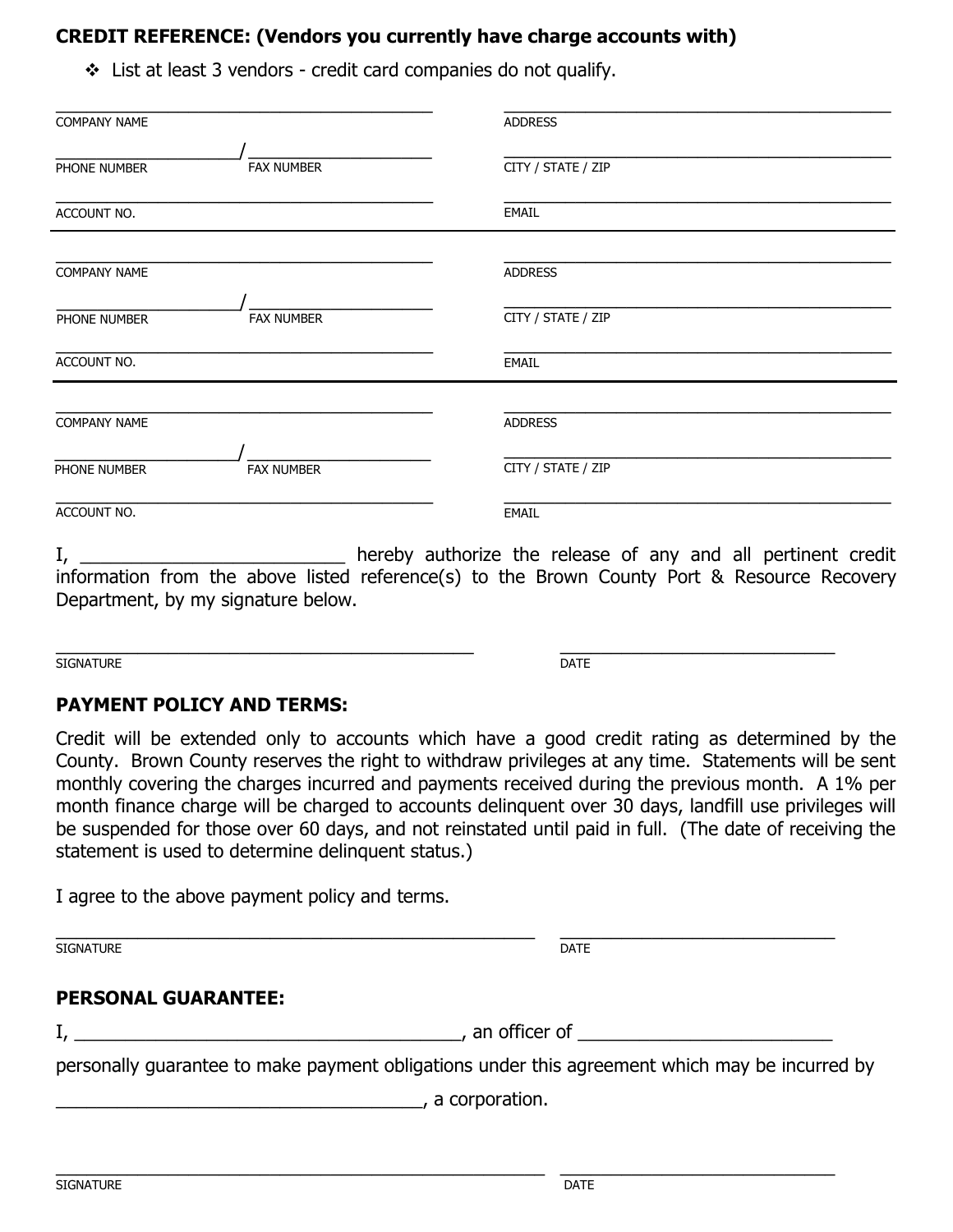**CREDIT REFERENCE: (Vendors you currently have charge accounts with)**

- ❖ List at least 3 vendors - credit card companies do not qualify.

| | |
|---|---|
| COMPANY NAME ______________________________ | ADDRESS ______________________________ |
| PHONE NUMBER ____________ / FAX NUMBER ____________ | CITY / STATE / ZIP ______________________________ |
| ACCOUNT NO. ______________________________ | EMAIL ______________________________ |

| | |
|---|---|
| COMPANY NAME ______________________________ | ADDRESS ______________________________ |
| PHONE NUMBER ____________ / FAX NUMBER ____________ | CITY / STATE / ZIP ______________________________ |
| ACCOUNT NO. ______________________________ | EMAIL ______________________________ |

| | |
|---|---|
| COMPANY NAME ______________________________ | ADDRESS ______________________________ |
| PHONE NUMBER ____________ / FAX NUMBER ____________ | CITY / STATE / ZIP ______________________________ |
| ACCOUNT NO. ______________________________ | EMAIL ______________________________ |

I, ___________________________ hereby authorize the release of any and all pertinent credit information from the above listed reference(s) to the Brown County Port & Resource Recovery Department, by my signature below.

_________________________________________ SIGNATURE

______________________________ DATE

**PAYMENT POLICY AND TERMS:**

Credit will be extended only to accounts which have a good credit rating as determined by the County. Brown County reserves the right to withdraw privileges at any time. Statements will be sent monthly covering the charges incurred and payments received during the previous month. A 1% per month finance charge will be charged to accounts delinquent over 30 days, landfill use privileges will be suspended for those over 60 days, and not reinstated until paid in full. (The date of receiving the statement is used to determine delinquent status.)

I agree to the above payment policy and terms.

_________________________________________ SIGNATURE

______________________________ DATE

**PERSONAL GUARANTEE:**

I, ________________________________________, an officer of ___________________________

personally guarantee to make payment obligations under this agreement which may be incurred by

_____________________________________, a corporation.

_________________________________________ SIGNATURE

______________________________ DATE